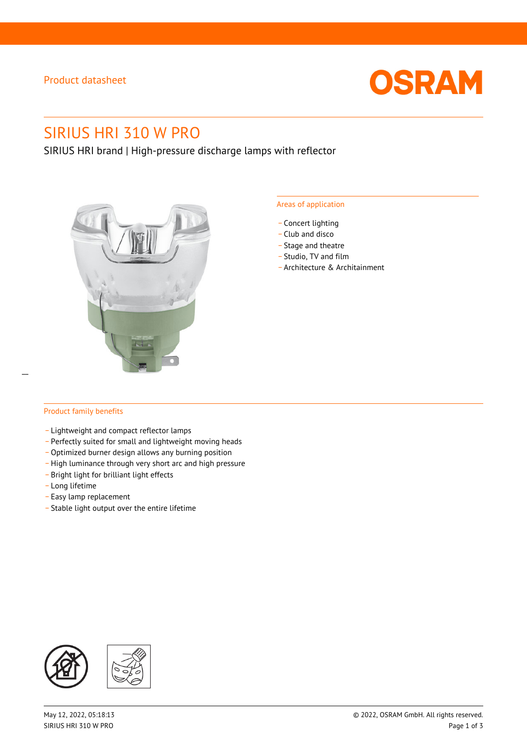Product datasheet

# SIRIUS HRI 310 W PRO

SIRIUS HRI brand | High-pressure discharge lamps with reflector

## Areas of application

- Concert lighting
- Club and disco
- Stage and theatre
- Studio, TV and film
- Architecture & Architainment

## Product family benefits

- Lightweight and compact reflector lamps
- Perfectly suited for small and lightweight moving heads
- Optimized burner design allows any burning position
- High luminance through very short arc and high pressure
- Bright light for brilliant light effects
- Long lifetime
- Easy lamp replacement
- Stable light output over the entire lifetime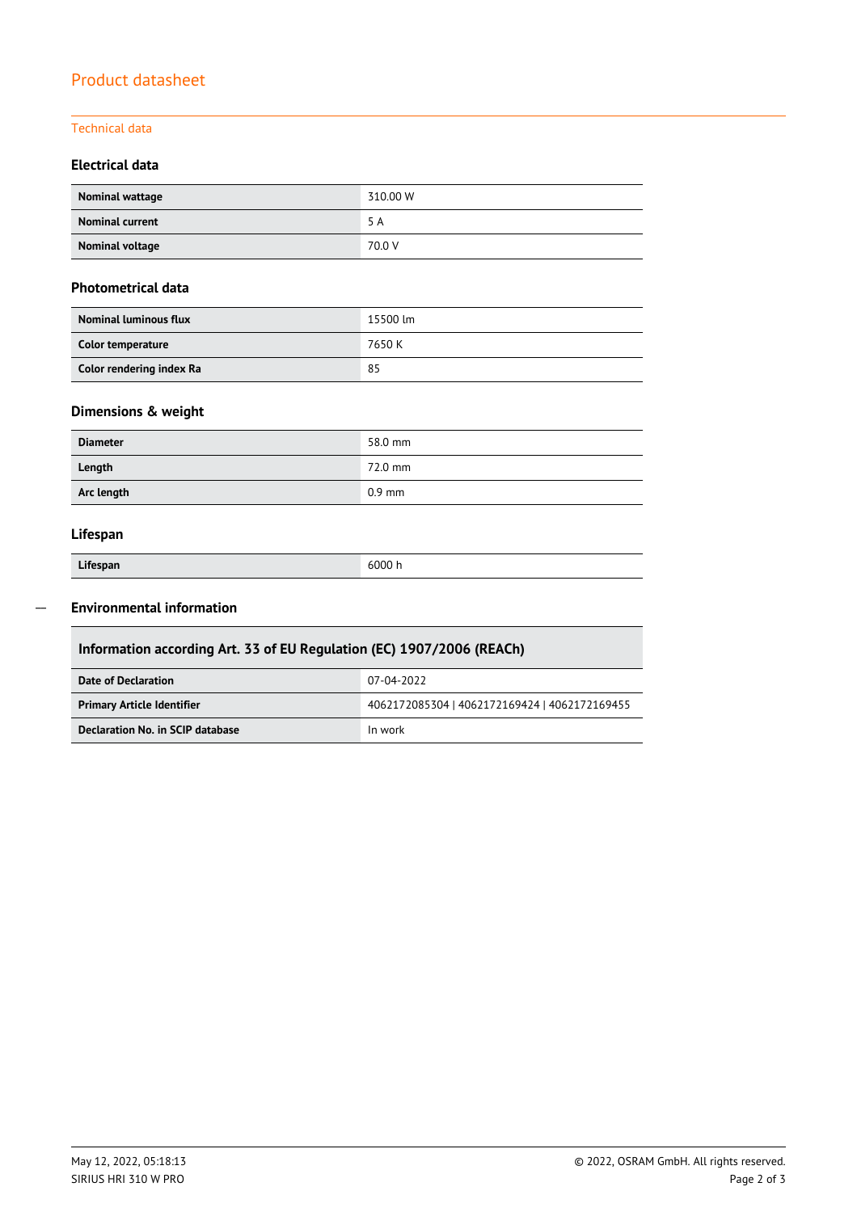# Product datasheet

## Technical data

### Electrical data

| Nominal wattage | 310.00 W |
|---|---|
| Nominal current | 5 A |
| Nominal voltage | 70.0 V |

### Photometrical data

| Nominal luminous flux | 15500 lm |
|---|---|
| Color temperature | 7650 K |
| Color rendering index Ra | 85 |

### Dimensions & weight

| Diameter | 58.0 mm |
|---|---|
| Length | 72.0 mm |
| Arc length | 0.9 mm |

### Lifespan

| Lifespan | 6000 h |
|---|---|

### Environmental information

| Information according Art. 33 of EU Regulation (EC) 1907/2006 (REACh) | |
|---|---|
| Date of Declaration | 07-04-2022 |
| Primary Article Identifier | 4062172085304 \| 4062172169424 \| 4062172169455 |
| Declaration No. in SCIP database | In work |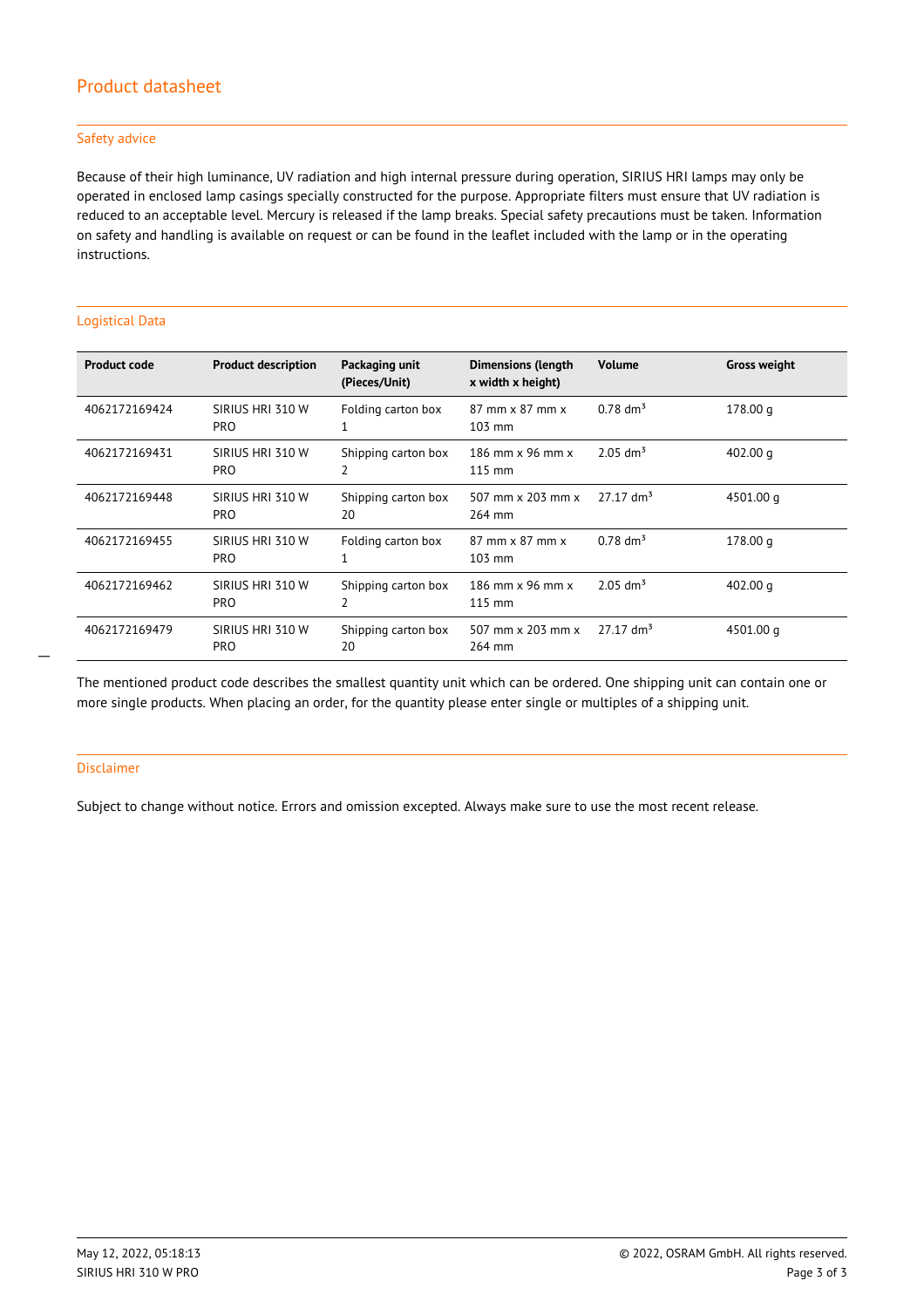# Product datasheet

## Safety advice

Because of their high luminance, UV radiation and high internal pressure during operation, SIRIUS HRI lamps may only be operated in enclosed lamp casings specially constructed for the purpose. Appropriate filters must ensure that UV radiation is reduced to an acceptable level. Mercury is released if the lamp breaks. Special safety precautions must be taken. Information on safety and handling is available on request or can be found in the leaflet included with the lamp or in the operating instructions.

## Logistical Data

| Product code | Product description | Packaging unit (Pieces/Unit) | Dimensions (length x width x height) | Volume | Gross weight |
|---|---|---|---|---|---|
| 4062172169424 | SIRIUS HRI 310 W PRO | Folding carton box 1 | 87 mm x 87 mm x 103 mm | 0.78 $dm^3$ | 178.00 g |
| 4062172169431 | SIRIUS HRI 310 W PRO | Shipping carton box 2 | 186 mm x 96 mm x 115 mm | 2.05 $dm^3$ | 402.00 g |
| 4062172169448 | SIRIUS HRI 310 W PRO | Shipping carton box 20 | 507 mm x 203 mm x 264 mm | 27.17 $dm^3$ | 4501.00 g |
| 4062172169455 | SIRIUS HRI 310 W PRO | Folding carton box 1 | 87 mm x 87 mm x 103 mm | 0.78 $dm^3$ | 178.00 g |
| 4062172169462 | SIRIUS HRI 310 W PRO | Shipping carton box 2 | 186 mm x 96 mm x 115 mm | 2.05 $dm^3$ | 402.00 g |
| 4062172169479 | SIRIUS HRI 310 W PRO | Shipping carton box 20 | 507 mm x 203 mm x 264 mm | 27.17 $dm^3$ | 4501.00 g |

The mentioned product code describes the smallest quantity unit which can be ordered. One shipping unit can contain one or more single products. When placing an order, for the quantity please enter single or multiples of a shipping unit.

## Disclaimer

Subject to change without notice. Errors and omission excepted. Always make sure to use the most recent release.